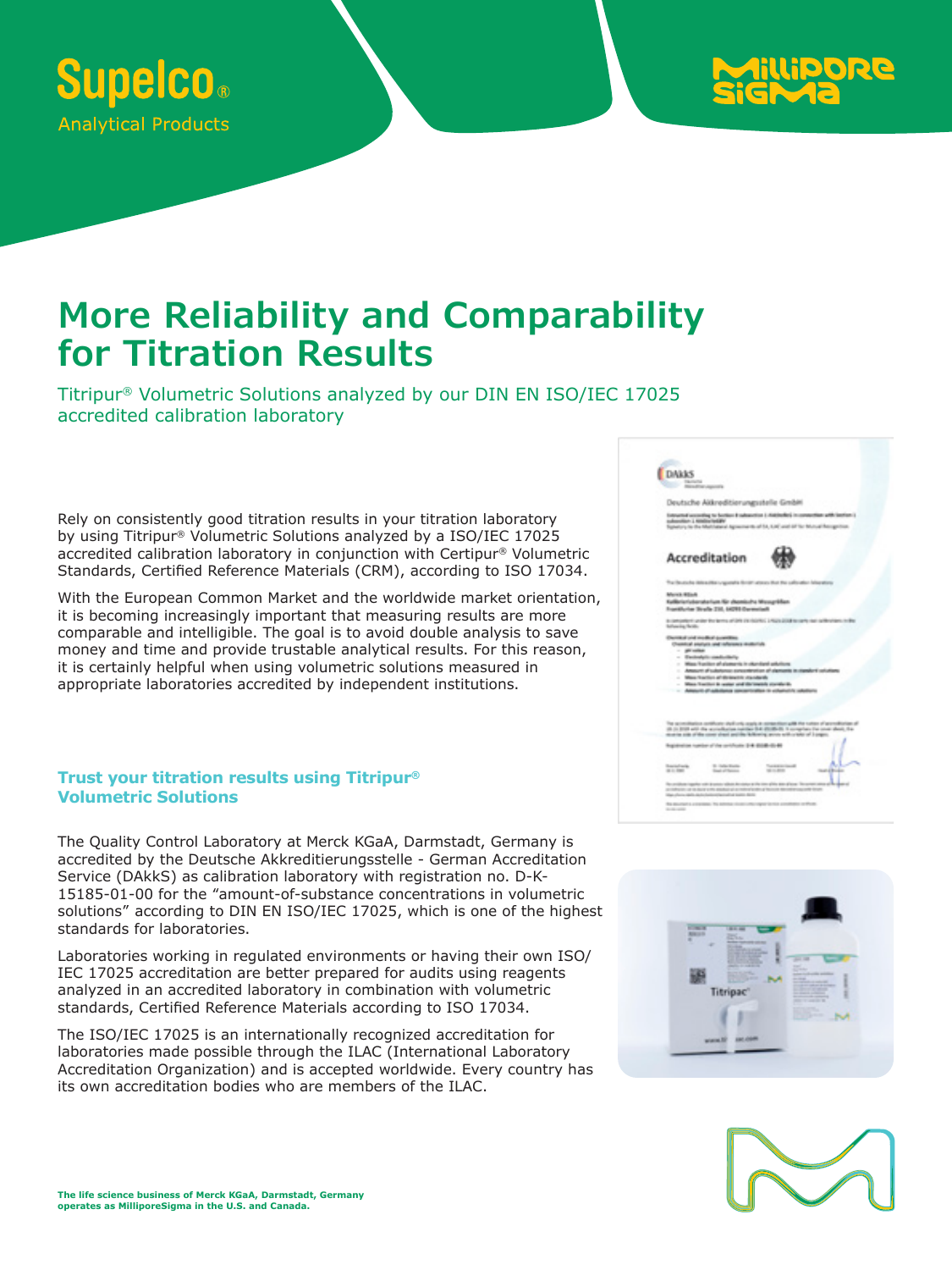Supelco®
Analytical Products

MilliporeSigma

# More Reliability and Comparability for Titration Results

Titripur® Volumetric Solutions analyzed by our DIN EN ISO/IEC 17025 accredited calibration laboratory

Rely on consistently good titration results in your titration laboratory by using Titripur® Volumetric Solutions analyzed by a ISO/IEC 17025 accredited calibration laboratory in conjunction with Certipur® Volumetric Standards, Certified Reference Materials (CRM), according to ISO 17034.

With the European Common Market and the worldwide market orientation, it is becoming increasingly important that measuring results are more comparable and intelligible. The goal is to avoid double analysis to save money and time and provide trustable analytical results. For this reason, it is certainly helpful when using volumetric solutions measured in appropriate laboratories accredited by independent institutions.

## Trust your titration results using Titripur® Volumetric Solutions

The Quality Control Laboratory at Merck KGaA, Darmstadt, Germany is accredited by the Deutsche Akkreditierungsstelle - German Accreditation Service (DAkkS) as calibration laboratory with registration no. D-K-15185-01-00 for the "amount-of-substance concentrations in volumetric solutions" according to DIN EN ISO/IEC 17025, which is one of the highest standards for laboratories.

Laboratories working in regulated environments or having their own ISO/IEC 17025 accreditation are better prepared for audits using reagents analyzed in an accredited laboratory in combination with volumetric standards, Certified Reference Materials according to ISO 17034.

The ISO/IEC 17025 is an internationally recognized accreditation for laboratories made possible through the ILAC (International Laboratory Accreditation Organization) and is accepted worldwide. Every country has its own accreditation bodies who are members of the ILAC.

**The life science business of Merck KGaA, Darmstadt, Germany operates as MilliporeSigma in the U.S. and Canada.**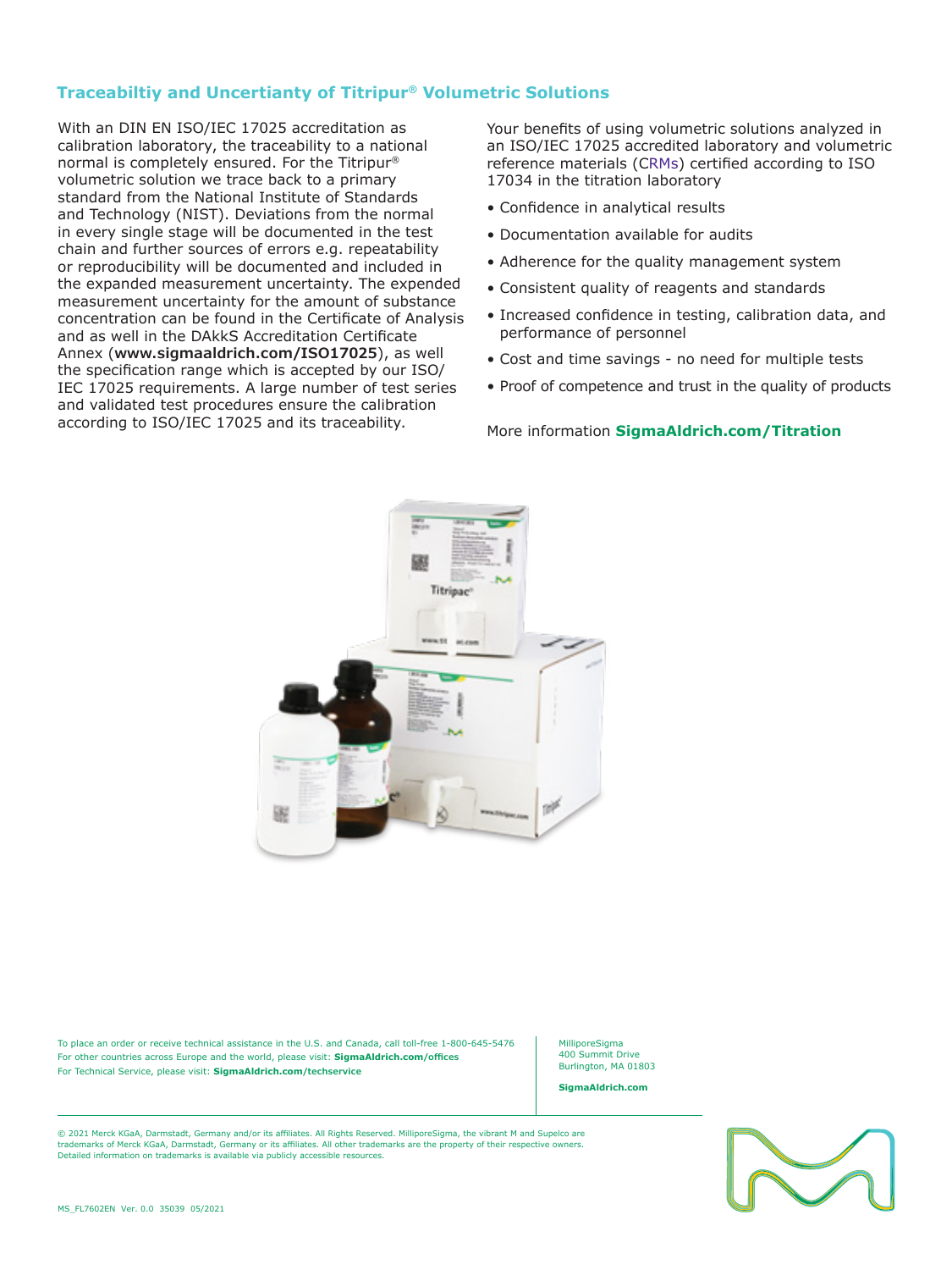## Traceabiltiy and Uncertianty of Titripur® Volumetric Solutions

With an DIN EN ISO/IEC 17025 accreditation as calibration laboratory, the traceability to a national normal is completely ensured. For the Titripur® volumetric solution we trace back to a primary standard from the National Institute of Standards and Technology (NIST). Deviations from the normal in every single stage will be documented in the test chain and further sources of errors e.g. repeatability or reproducibility will be documented and included in the expanded measurement uncertainty. The expended measurement uncertainty for the amount of substance concentration can be found in the Certificate of Analysis and as well in the DAkkS Accreditation Certificate Annex (**www.sigmaaldrich.com/ISO17025**), as well the specification range which is accepted by our ISO/IEC 17025 requirements. A large number of test series and validated test procedures ensure the calibration according to ISO/IEC 17025 and its traceability.

Your benefits of using volumetric solutions analyzed in an ISO/IEC 17025 accredited laboratory and volumetric reference materials (CRMs) certified according to ISO 17034 in the titration laboratory

- Confidence in analytical results
- Documentation available for audits
- Adherence for the quality management system
- Consistent quality of reagents and standards
- Increased confidence in testing, calibration data, and performance of personnel
- Cost and time savings - no need for multiple tests
- Proof of competence and trust in the quality of products

More information **SigmaAldrich.com/Titration**

To place an order or receive technical assistance in the U.S. and Canada, call toll-free 1-800-645-5476
For other countries across Europe and the world, please visit: **SigmaAldrich.com/offices**
For Technical Service, please visit: **SigmaAldrich.com/techservice**

MilliporeSigma
400 Summit Drive
Burlington, MA 01803

**SigmaAldrich.com**

© 2021 Merck KGaA, Darmstadt, Germany and/or its affiliates. All Rights Reserved. MilliporeSigma, the vibrant M and Supelco are trademarks of Merck KGaA, Darmstadt, Germany or its affiliates. All other trademarks are the property of their respective owners. Detailed information on trademarks is available via publicly accessible resources.

MS_FL7602EN Ver. 0.0 35039 05/2021